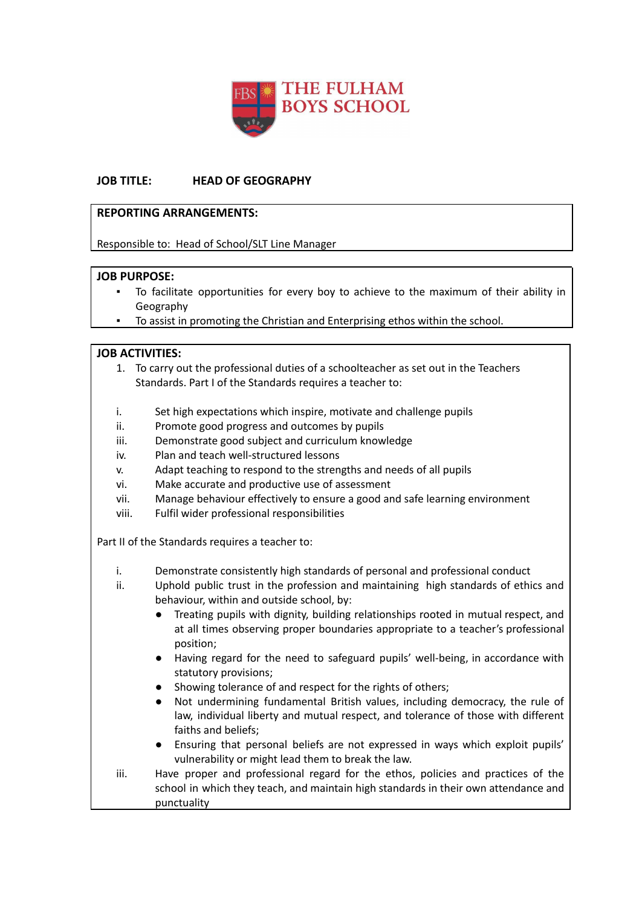# THE FULHAM BOYS SCHOOL

**JOB TITLE:** **HEAD OF GEOGRAPHY**

**REPORTING ARRANGEMENTS:**

Responsible to: Head of School/SLT Line Manager

**JOB PURPOSE:**

- To facilitate opportunities for every boy to achieve to the maximum of their ability in Geography
- To assist in promoting the Christian and Enterprising ethos within the school.

**JOB ACTIVITIES:**

1. To carry out the professional duties of a schoolteacher as set out in the Teachers Standards. Part I of the Standards requires a teacher to:

   i. Set high expectations which inspire, motivate and challenge pupils
   ii. Promote good progress and outcomes by pupils
   iii. Demonstrate good subject and curriculum knowledge
   iv. Plan and teach well-structured lessons
   v. Adapt teaching to respond to the strengths and needs of all pupils
   vi. Make accurate and productive use of assessment
   vii. Manage behaviour effectively to ensure a good and safe learning environment
   viii. Fulfil wider professional responsibilities

Part II of the Standards requires a teacher to:

   i. Demonstrate consistently high standards of personal and professional conduct
   ii. Uphold public trust in the profession and maintaining high standards of ethics and behaviour, within and outside school, by:
      - Treating pupils with dignity, building relationships rooted in mutual respect, and at all times observing proper boundaries appropriate to a teacher's professional position;
      - Having regard for the need to safeguard pupils' well-being, in accordance with statutory provisions;
      - Showing tolerance of and respect for the rights of others;
      - Not undermining fundamental British values, including democracy, the rule of law, individual liberty and mutual respect, and tolerance of those with different faiths and beliefs;
      - Ensuring that personal beliefs are not expressed in ways which exploit pupils' vulnerability or might lead them to break the law.
   iii. Have proper and professional regard for the ethos, policies and practices of the school in which they teach, and maintain high standards in their own attendance and punctuality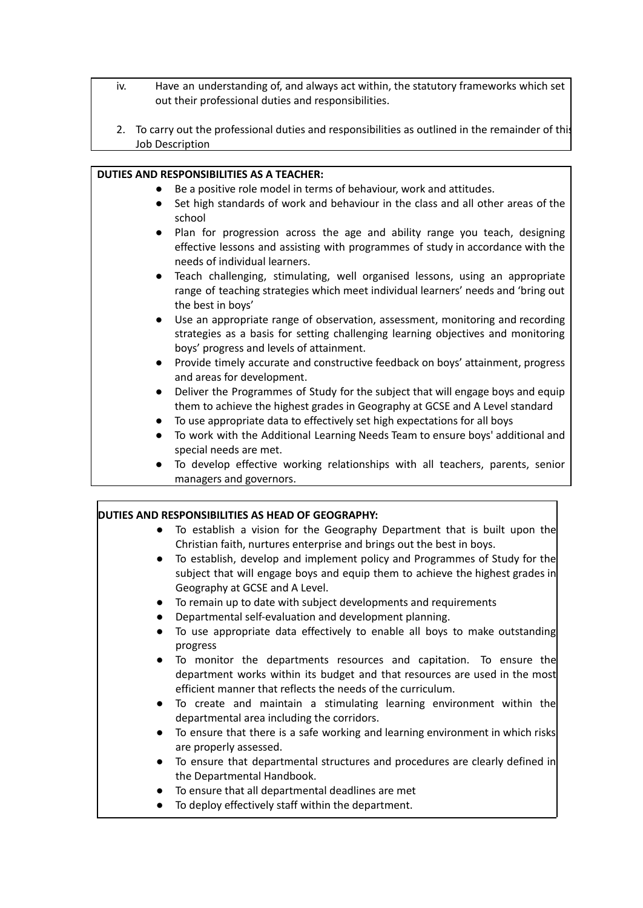iv. Have an understanding of, and always act within, the statutory frameworks which set out their professional duties and responsibilities.

2. To carry out the professional duties and responsibilities as outlined in the remainder of this Job Description

**DUTIES AND RESPONSIBILITIES AS A TEACHER:**

- Be a positive role model in terms of behaviour, work and attitudes.
- Set high standards of work and behaviour in the class and all other areas of the school
- Plan for progression across the age and ability range you teach, designing effective lessons and assisting with programmes of study in accordance with the needs of individual learners.
- Teach challenging, stimulating, well organised lessons, using an appropriate range of teaching strategies which meet individual learners' needs and 'bring out the best in boys'
- Use an appropriate range of observation, assessment, monitoring and recording strategies as a basis for setting challenging learning objectives and monitoring boys' progress and levels of attainment.
- Provide timely accurate and constructive feedback on boys' attainment, progress and areas for development.
- Deliver the Programmes of Study for the subject that will engage boys and equip them to achieve the highest grades in Geography at GCSE and A Level standard
- To use appropriate data to effectively set high expectations for all boys
- To work with the Additional Learning Needs Team to ensure boys' additional and special needs are met.
- To develop effective working relationships with all teachers, parents, senior managers and governors.

**DUTIES AND RESPONSIBILITIES AS HEAD OF GEOGRAPHY:**

- To establish a vision for the Geography Department that is built upon the Christian faith, nurtures enterprise and brings out the best in boys.
- To establish, develop and implement policy and Programmes of Study for the subject that will engage boys and equip them to achieve the highest grades in Geography at GCSE and A Level.
- To remain up to date with subject developments and requirements
- Departmental self-evaluation and development planning.
- To use appropriate data effectively to enable all boys to make outstanding progress
- To monitor the departments resources and capitation. To ensure the department works within its budget and that resources are used in the most efficient manner that reflects the needs of the curriculum.
- To create and maintain a stimulating learning environment within the departmental area including the corridors.
- To ensure that there is a safe working and learning environment in which risks are properly assessed.
- To ensure that departmental structures and procedures are clearly defined in the Departmental Handbook.
- To ensure that all departmental deadlines are met
- To deploy effectively staff within the department.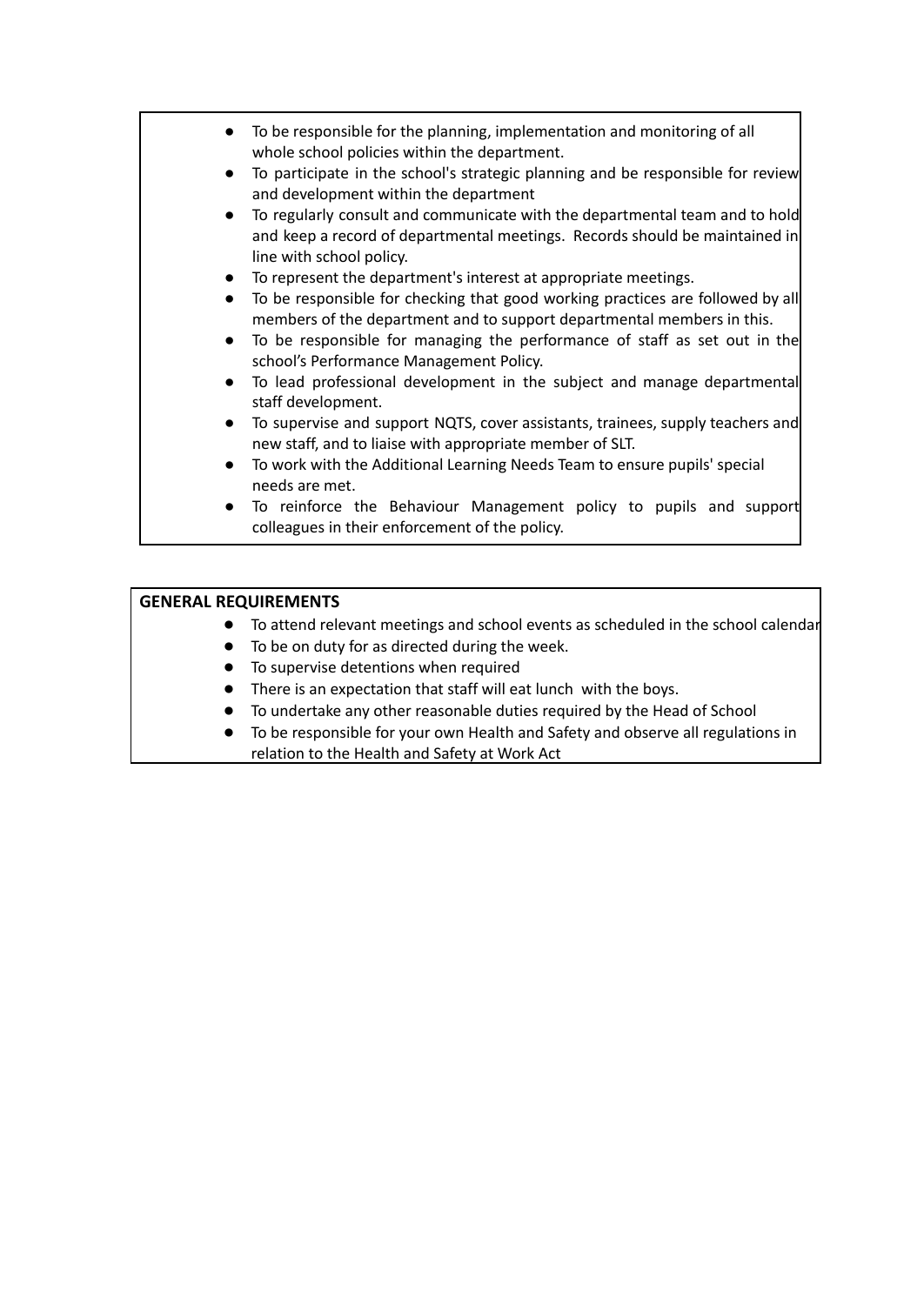- To be responsible for the planning, implementation and monitoring of all whole school policies within the department.
- To participate in the school's strategic planning and be responsible for review and development within the department
- To regularly consult and communicate with the departmental team and to hold and keep a record of departmental meetings. Records should be maintained in line with school policy.
- To represent the department's interest at appropriate meetings.
- To be responsible for checking that good working practices are followed by all members of the department and to support departmental members in this.
- To be responsible for managing the performance of staff as set out in the school's Performance Management Policy.
- To lead professional development in the subject and manage departmental staff development.
- To supervise and support NQTS, cover assistants, trainees, supply teachers and new staff, and to liaise with appropriate member of SLT.
- To work with the Additional Learning Needs Team to ensure pupils' special needs are met.
- To reinforce the Behaviour Management policy to pupils and support colleagues in their enforcement of the policy.

**GENERAL REQUIREMENTS**

- To attend relevant meetings and school events as scheduled in the school calendar
- To be on duty for as directed during the week.
- To supervise detentions when required
- There is an expectation that staff will eat lunch with the boys.
- To undertake any other reasonable duties required by the Head of School
- To be responsible for your own Health and Safety and observe all regulations in relation to the Health and Safety at Work Act